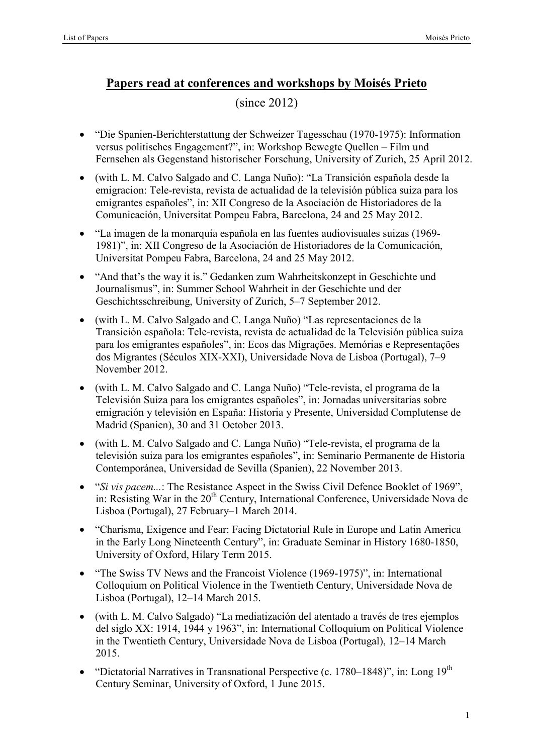# **Papers read at conferences and workshops by Moisés Prieto**

(since 2012)

- "Die Spanien-Berichterstattung der Schweizer Tagesschau (1970-1975): Information versus politisches Engagement?", in: Workshop Bewegte Quellen – Film und Fernsehen als Gegenstand historischer Forschung, University of Zurich, 25 April 2012.
- (with L. M. Calvo Salgado and C. Langa Nuño): "La Transición española desde la emigracion: Tele-revista, revista de actualidad de la televisión pública suiza para los emigrantes españoles", in: XII Congreso de la Asociación de Historiadores de la Comunicación, Universitat Pompeu Fabra, Barcelona, 24 and 25 May 2012.
- "La imagen de la monarquía española en las fuentes audiovisuales suizas (1969-1981)", in: XII Congreso de la Asociación de Historiadores de la Comunicación, Universitat Pompeu Fabra, Barcelona, 24 and 25 May 2012.
- "And that's the way it is." Gedanken zum Wahrheitskonzept in Geschichte und Journalismus", in: Summer School Wahrheit in der Geschichte und der Geschichtsschreibung, University of Zurich, 5–7 September 2012.
- (with L. M. Calvo Salgado and C. Langa Nuño) "Las representaciones de la Transición española: Tele-revista, revista de actualidad de la Televisión pública suiza para los emigrantes españoles", in: Ecos das Migrações. Memórias e Representações dos Migrantes (Séculos XIX-XXI), Universidade Nova de Lisboa (Portugal), 7–9 November 2012.
- (with L. M. Calvo Salgado and C. Langa Nuño) "Tele-revista, el programa de la Televisión Suiza para los emigrantes españoles", in: Jornadas universitarias sobre emigración y televisión en España: Historia y Presente, Universidad Complutense de Madrid (Spanien), 30 and 31 October 2013.
- (with L. M. Calvo Salgado and C. Langa Nuño) "Tele-revista, el programa de la televisión suiza para los emigrantes españoles", in: Seminario Permanente de Historia Contemporánea, Universidad de Sevilla (Spanien), 22 November 2013.
- "*Si vis pacem...*: The Resistance Aspect in the Swiss Civil Defence Booklet of 1969", in: Resisting War in the 20th Century, International Conference, Universidade Nova de Lisboa (Portugal), 27 February–1 March 2014.
- "Charisma, Exigence and Fear: Facing Dictatorial Rule in Europe and Latin America in the Early Long Nineteenth Century", in: Graduate Seminar in History 1680-1850, University of Oxford, Hilary Term 2015.
- "The Swiss TV News and the Francoist Violence (1969-1975)", in: International Colloquium on Political Violence in the Twentieth Century, Universidade Nova de Lisboa (Portugal), 12–14 March 2015.
- (with L. M. Calvo Salgado) "La mediatización del atentado a través de tres ejemplos del siglo XX: 1914, 1944 y 1963", in: International Colloquium on Political Violence in the Twentieth Century, Universidade Nova de Lisboa (Portugal), 12–14 March 2015.
- "Dictatorial Narratives in Transnational Perspective (c. 1780–1848)", in: Long 19th Century Seminar, University of Oxford, 1 June 2015.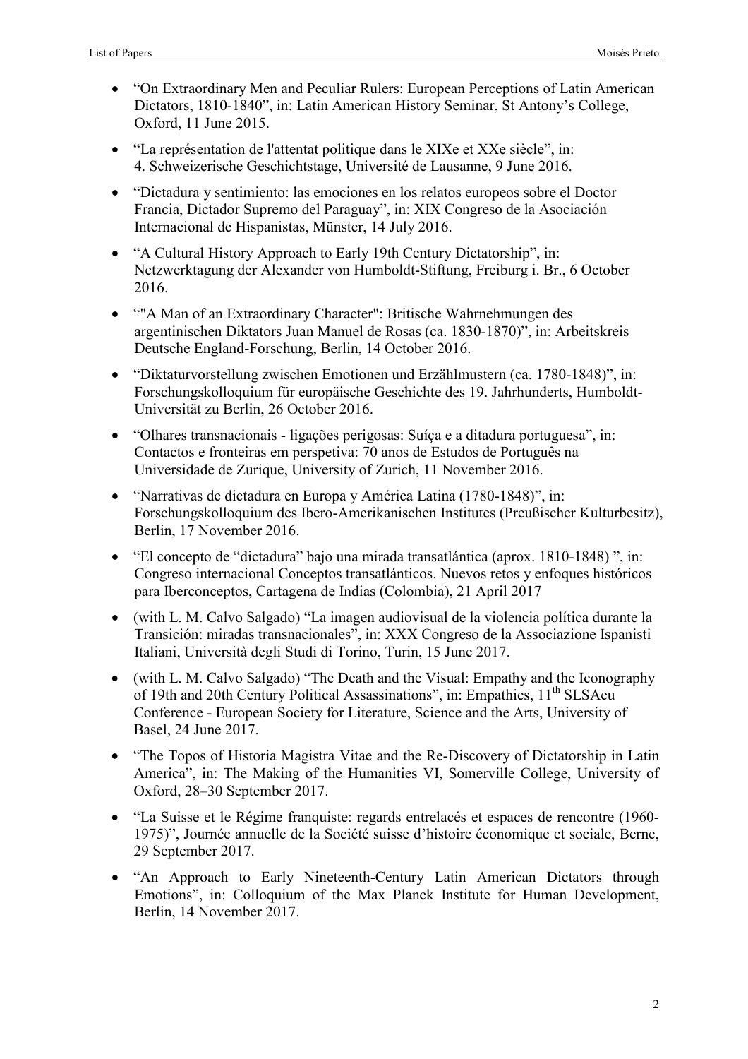- "On Extraordinary Men and Peculiar Rulers: European Perceptions of Latin American Dictators, 1810-1840", in: Latin American History Seminar, St Antony's College, Oxford, 11 June 2015.
- "La représentation de l'attentat politique dans le XIXe et XXe siècle", in: 4. Schweizerische Geschichtstage, Université de Lausanne, 9 June 2016.
- "Dictadura y sentimiento: las emociones en los relatos europeos sobre el Doctor Francia, Dictador Supremo del Paraguay", in: XIX Congreso de la Asociación Internacional de Hispanistas, Münster, 14 July 2016.
- "A Cultural History Approach to Early 19th Century Dictatorship", in: Netzwerktagung der Alexander von Humboldt-Stiftung, Freiburg i. Br., 6 October 2016.
- ""A Man of an Extraordinary Character": Britische Wahrnehmungen des argentinischen Diktators Juan Manuel de Rosas (ca. 1830-1870)", in: Arbeitskreis Deutsche England-Forschung, Berlin, 14 October 2016.
- "Diktaturvorstellung zwischen Emotionen und Erzählmustern (ca. 1780-1848)", in: Forschungskolloquium für europäische Geschichte des 19. Jahrhunderts, Humboldt-Universität zu Berlin, 26 October 2016.
- "Olhares transnacionais - ligações perigosas: Suíça e a ditadura portuguesa", in: Contactos e fronteiras em perspetiva: 70 anos de Estudos de Português na Universidade de Zurique, University of Zurich, 11 November 2016.
- "Narrativas de dictadura en Europa y América Latina (1780-1848)", in: Forschungskolloquium des Ibero-Amerikanischen Institutes (Preußischer Kulturbesitz), Berlin, 17 November 2016.
- "El concepto de "dictadura" bajo una mirada transatlántica (aprox. 1810-1848) ", in: Congreso internacional Conceptos transatlánticos. Nuevos retos y enfoques históricos para Iberconceptos, Cartagena de Indias (Colombia), 21 April 2017
- (with L. M. Calvo Salgado) "La imagen audiovisual de la violencia política durante la Transición: miradas transnacionales", in: XXX Congreso de la Associazione Ispanisti Italiani, Università degli Studi di Torino, Turin, 15 June 2017.
- (with L. M. Calvo Salgado) "The Death and the Visual: Empathy and the Iconography of 19th and 20th Century Political Assassinations", in: Empathies, 11th SLSAeu Conference - European Society for Literature, Science and the Arts, University of Basel, 24 June 2017.
- "The Topos of Historia Magistra Vitae and the Re-Discovery of Dictatorship in Latin America", in: The Making of the Humanities VI, Somerville College, University of Oxford, 28–30 September 2017.
- "La Suisse et le Régime franquiste: regards entrelacés et espaces de rencontre (1960-1975)", Journée annuelle de la Société suisse d'histoire économique et sociale, Berne, 29 September 2017.
- "An Approach to Early Nineteenth-Century Latin American Dictators through Emotions", in: Colloquium of the Max Planck Institute for Human Development, Berlin, 14 November 2017.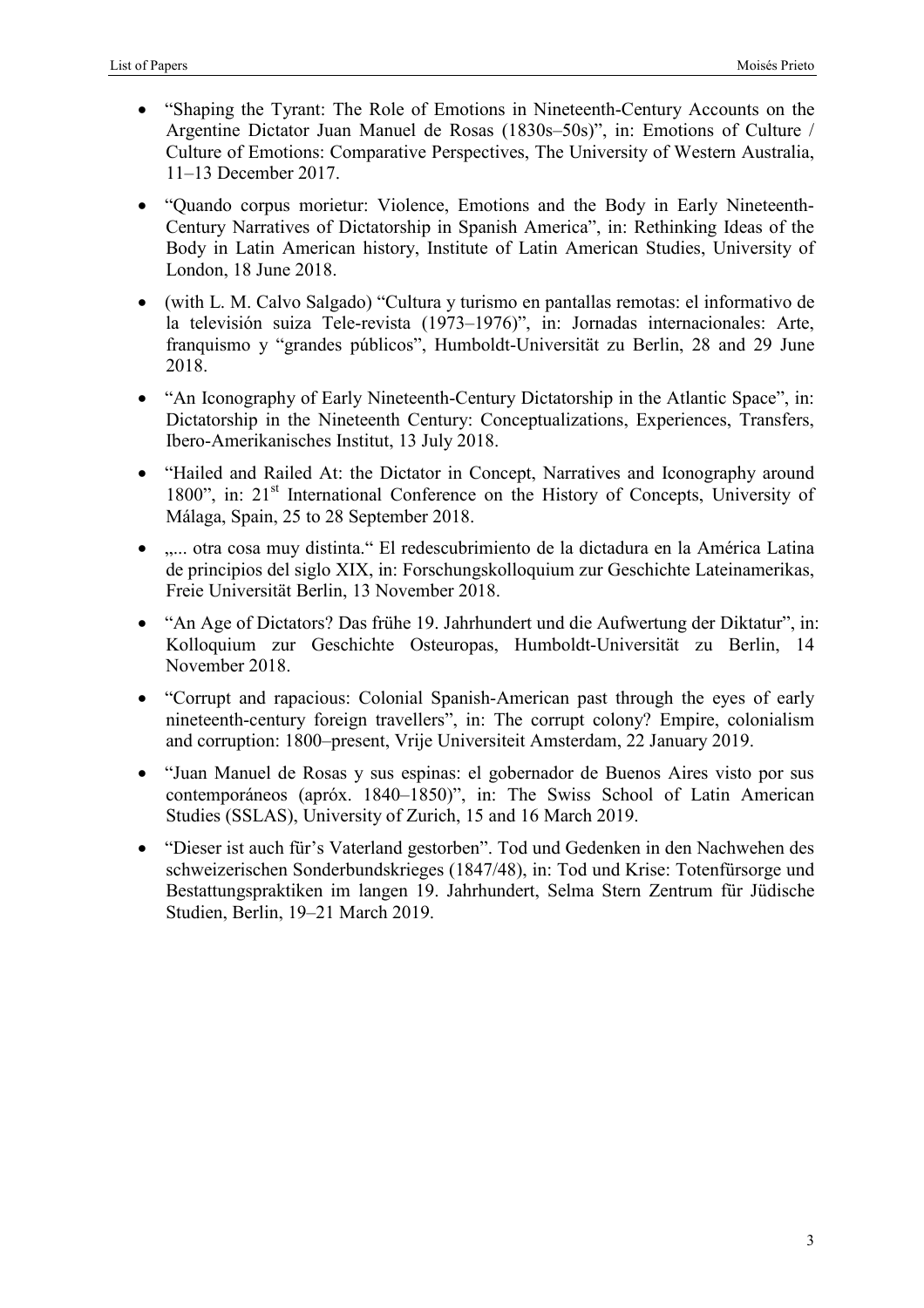- "Shaping the Tyrant: The Role of Emotions in Nineteenth-Century Accounts on the Argentine Dictator Juan Manuel de Rosas (1830s–50s)", in: Emotions of Culture / Culture of Emotions: Comparative Perspectives, The University of Western Australia, 11–13 December 2017.
- "Quando corpus morietur: Violence, Emotions and the Body in Early Nineteenth-Century Narratives of Dictatorship in Spanish America", in: Rethinking Ideas of the Body in Latin American history, Institute of Latin American Studies, University of London, 18 June 2018.
- (with L. M. Calvo Salgado) "Cultura y turismo en pantallas remotas: el informativo de la televisión suiza Tele-revista (1973–1976)", in: Jornadas internacionales: Arte, franquismo y "grandes públicos", Humboldt-Universität zu Berlin, 28 and 29 June 2018.
- "An Iconography of Early Nineteenth-Century Dictatorship in the Atlantic Space", in: Dictatorship in the Nineteenth Century: Conceptualizations, Experiences, Transfers, Ibero-Amerikanisches Institut, 13 July 2018.
- "Hailed and Railed At: the Dictator in Concept, Narratives and Iconography around 1800", in: 21st International Conference on the History of Concepts, University of Málaga, Spain, 25 to 28 September 2018.
- „... otra cosa muy distinta." El redescubrimiento de la dictadura en la América Latina de principios del siglo XIX, in: Forschungskolloquium zur Geschichte Lateinamerikas, Freie Universität Berlin, 13 November 2018.
- "An Age of Dictators? Das frühe 19. Jahrhundert und die Aufwertung der Diktatur", in: Kolloquium zur Geschichte Osteuropas, Humboldt-Universität zu Berlin, 14 November 2018.
- "Corrupt and rapacious: Colonial Spanish-American past through the eyes of early nineteenth-century foreign travellers", in: The corrupt colony? Empire, colonialism and corruption: 1800–present, Vrije Universiteit Amsterdam, 22 January 2019.
- "Juan Manuel de Rosas y sus espinas: el gobernador de Buenos Aires visto por sus contemporáneos (apróx. 1840–1850)", in: The Swiss School of Latin American Studies (SSLAS), University of Zurich, 15 and 16 March 2019.
- "Dieser ist auch für's Vaterland gestorben". Tod und Gedenken in den Nachwehen des schweizerischen Sonderbundskrieges (1847/48), in: Tod und Krise: Totenfürsorge und Bestattungspraktiken im langen 19. Jahrhundert, Selma Stern Zentrum für Jüdische Studien, Berlin, 19–21 March 2019.